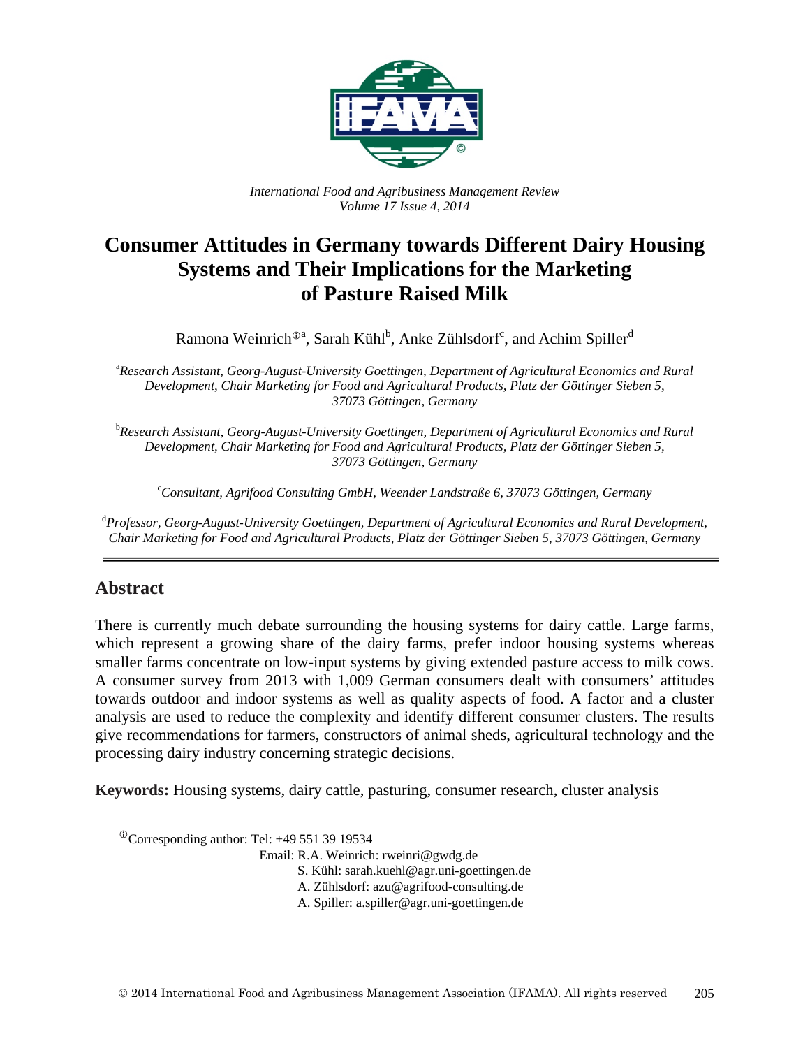*International Food and Agribusiness Management Review*
*Volume 17 Issue 4, 2014*

# Consumer Attitudes in Germany towards Different Dairy Housing Systems and Their Implications for the Marketing of Pasture Raised Milk

Ramona Weinrich[①a], Sarah Kühl[b], Anke Zühlsdorf[c], and Achim Spiller[d]

[a]*Research Assistant, Georg-August-University Goettingen, Department of Agricultural Economics and Rural Development, Chair Marketing for Food and Agricultural Products, Platz der Göttinger Sieben 5, 37073 Göttingen, Germany*

[b]*Research Assistant, Georg-August-University Goettingen, Department of Agricultural Economics and Rural Development, Chair Marketing for Food and Agricultural Products, Platz der Göttinger Sieben 5, 37073 Göttingen, Germany*

[c]*Consultant, Agrifood Consulting GmbH, Weender Landstraße 6, 37073 Göttingen, Germany*

[d]*Professor, Georg-August-University Goettingen, Department of Agricultural Economics and Rural Development, Chair Marketing for Food and Agricultural Products, Platz der Göttinger Sieben 5, 37073 Göttingen, Germany*

## Abstract

There is currently much debate surrounding the housing systems for dairy cattle. Large farms, which represent a growing share of the dairy farms, prefer indoor housing systems whereas smaller farms concentrate on low-input systems by giving extended pasture access to milk cows. A consumer survey from 2013 with 1,009 German consumers dealt with consumers' attitudes towards outdoor and indoor systems as well as quality aspects of food. A factor and a cluster analysis are used to reduce the complexity and identify different consumer clusters. The results give recommendations for farmers, constructors of animal sheds, agricultural technology and the processing dairy industry concerning strategic decisions.

**Keywords:** Housing systems, dairy cattle, pasturing, consumer research, cluster analysis

[①]Corresponding author: Tel: +49 551 39 19534
Email: R.A. Weinrich: rweinri@gwdg.de
S. Kühl: sarah.kuehl@agr.uni-goettingen.de
A. Zühlsdorf: azu@agrifood-consulting.de
A. Spiller: a.spiller@agr.uni-goettingen.de

© 2014 International Food and Agribusiness Management Association (IFAMA). All rights reserved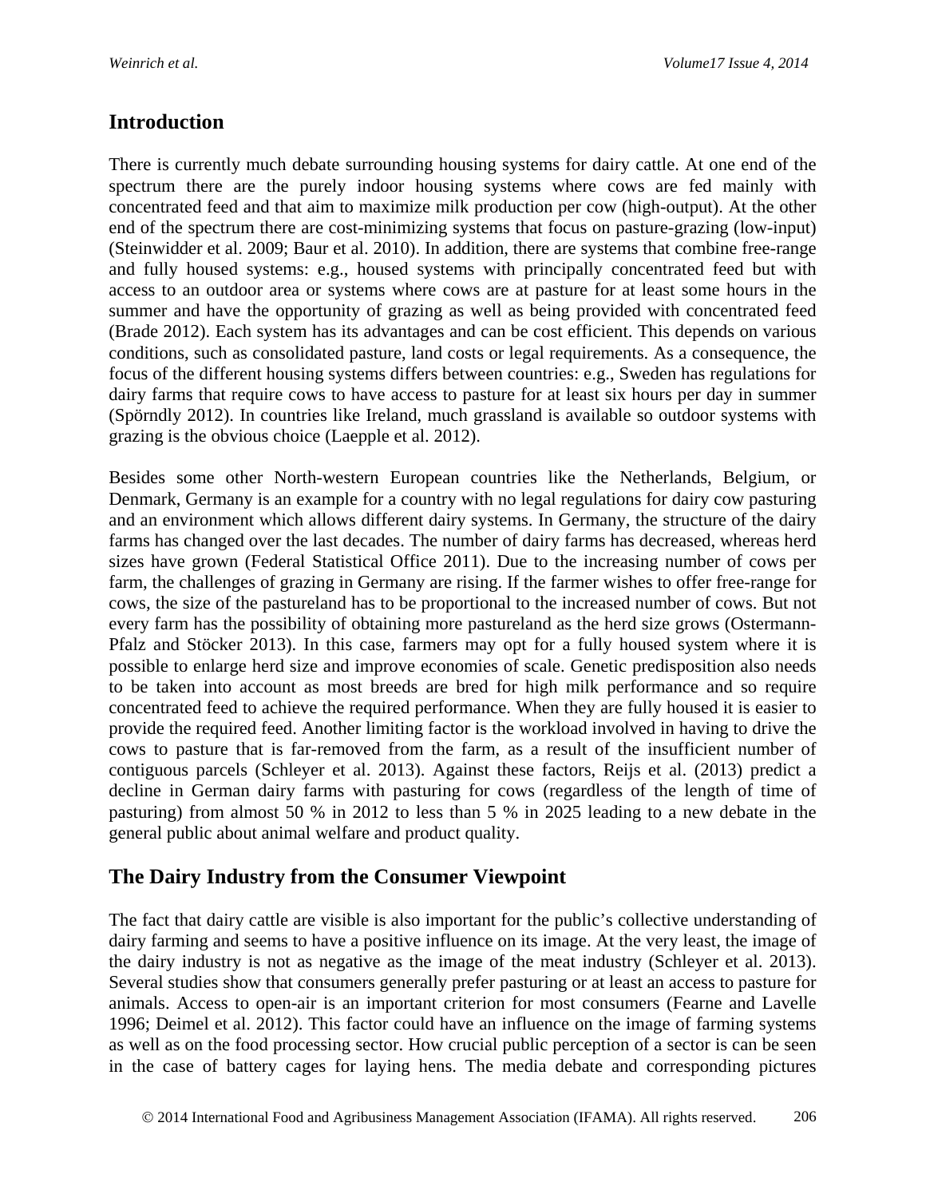## Introduction

There is currently much debate surrounding housing systems for dairy cattle. At one end of the spectrum there are the purely indoor housing systems where cows are fed mainly with concentrated feed and that aim to maximize milk production per cow (high-output). At the other end of the spectrum there are cost-minimizing systems that focus on pasture-grazing (low-input) (Steinwidder et al. 2009; Baur et al. 2010). In addition, there are systems that combine free-range and fully housed systems: e.g., housed systems with principally concentrated feed but with access to an outdoor area or systems where cows are at pasture for at least some hours in the summer and have the opportunity of grazing as well as being provided with concentrated feed (Brade 2012). Each system has its advantages and can be cost efficient. This depends on various conditions, such as consolidated pasture, land costs or legal requirements. As a consequence, the focus of the different housing systems differs between countries: e.g., Sweden has regulations for dairy farms that require cows to have access to pasture for at least six hours per day in summer (Spörndly 2012). In countries like Ireland, much grassland is available so outdoor systems with grazing is the obvious choice (Laepple et al. 2012).

Besides some other North-western European countries like the Netherlands, Belgium, or Denmark, Germany is an example for a country with no legal regulations for dairy cow pasturing and an environment which allows different dairy systems. In Germany, the structure of the dairy farms has changed over the last decades. The number of dairy farms has decreased, whereas herd sizes have grown (Federal Statistical Office 2011). Due to the increasing number of cows per farm, the challenges of grazing in Germany are rising. If the farmer wishes to offer free-range for cows, the size of the pastureland has to be proportional to the increased number of cows. But not every farm has the possibility of obtaining more pastureland as the herd size grows (Ostermann-Pfalz and Stöcker 2013). In this case, farmers may opt for a fully housed system where it is possible to enlarge herd size and improve economies of scale. Genetic predisposition also needs to be taken into account as most breeds are bred for high milk performance and so require concentrated feed to achieve the required performance. When they are fully housed it is easier to provide the required feed. Another limiting factor is the workload involved in having to drive the cows to pasture that is far-removed from the farm, as a result of the insufficient number of contiguous parcels (Schleyer et al. 2013). Against these factors, Reijs et al. (2013) predict a decline in German dairy farms with pasturing for cows (regardless of the length of time of pasturing) from almost 50 % in 2012 to less than 5 % in 2025 leading to a new debate in the general public about animal welfare and product quality.

## The Dairy Industry from the Consumer Viewpoint

The fact that dairy cattle are visible is also important for the public's collective understanding of dairy farming and seems to have a positive influence on its image. At the very least, the image of the dairy industry is not as negative as the image of the meat industry (Schleyer et al. 2013). Several studies show that consumers generally prefer pasturing or at least an access to pasture for animals. Access to open-air is an important criterion for most consumers (Fearne and Lavelle 1996; Deimel et al. 2012). This factor could have an influence on the image of farming systems as well as on the food processing sector. How crucial public perception of a sector is can be seen in the case of battery cages for laying hens. The media debate and corresponding pictures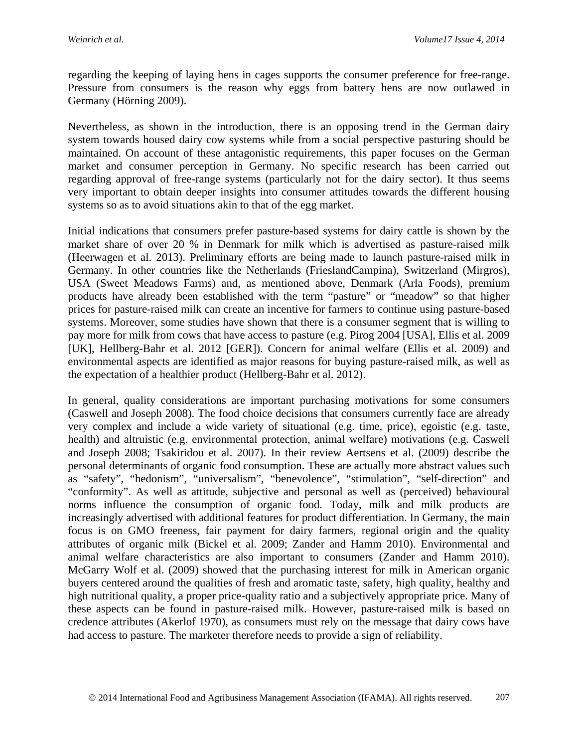regarding the keeping of laying hens in cages supports the consumer preference for free-range. Pressure from consumers is the reason why eggs from battery hens are now outlawed in Germany (Hörning 2009).

Nevertheless, as shown in the introduction, there is an opposing trend in the German dairy system towards housed dairy cow systems while from a social perspective pasturing should be maintained. On account of these antagonistic requirements, this paper focuses on the German market and consumer perception in Germany. No specific research has been carried out regarding approval of free-range systems (particularly not for the dairy sector). It thus seems very important to obtain deeper insights into consumer attitudes towards the different housing systems so as to avoid situations akin to that of the egg market.

Initial indications that consumers prefer pasture-based systems for dairy cattle is shown by the market share of over 20 % in Denmark for milk which is advertised as pasture-raised milk (Heerwagen et al. 2013). Preliminary efforts are being made to launch pasture-raised milk in Germany. In other countries like the Netherlands (FrieslandCampina), Switzerland (Mirgros), USA (Sweet Meadows Farms) and, as mentioned above, Denmark (Arla Foods), premium products have already been established with the term "pasture" or "meadow" so that higher prices for pasture-raised milk can create an incentive for farmers to continue using pasture-based systems. Moreover, some studies have shown that there is a consumer segment that is willing to pay more for milk from cows that have access to pasture (e.g. Pirog 2004 [USA], Ellis et al. 2009 [UK], Hellberg-Bahr et al. 2012 [GER]). Concern for animal welfare (Ellis et al. 2009) and environmental aspects are identified as major reasons for buying pasture-raised milk, as well as the expectation of a healthier product (Hellberg-Bahr et al. 2012).

In general, quality considerations are important purchasing motivations for some consumers (Caswell and Joseph 2008). The food choice decisions that consumers currently face are already very complex and include a wide variety of situational (e.g. time, price), egoistic (e.g. taste, health) and altruistic (e.g. environmental protection, animal welfare) motivations (e.g. Caswell and Joseph 2008; Tsakiridou et al. 2007). In their review Aertsens et al. (2009) describe the personal determinants of organic food consumption. These are actually more abstract values such as "safety", "hedonism", "universalism", "benevolence", "stimulation", "self-direction" and "conformity". As well as attitude, subjective and personal as well as (perceived) behavioural norms influence the consumption of organic food. Today, milk and milk products are increasingly advertised with additional features for product differentiation. In Germany, the main focus is on GMO freeness, fair payment for dairy farmers, regional origin and the quality attributes of organic milk (Bickel et al. 2009; Zander and Hamm 2010). Environmental and animal welfare characteristics are also important to consumers (Zander and Hamm 2010). McGarry Wolf et al. (2009) showed that the purchasing interest for milk in American organic buyers centered around the qualities of fresh and aromatic taste, safety, high quality, healthy and high nutritional quality, a proper price-quality ratio and a subjectively appropriate price. Many of these aspects can be found in pasture-raised milk. However, pasture-raised milk is based on credence attributes (Akerlof 1970), as consumers must rely on the message that dairy cows have had access to pasture. The marketer therefore needs to provide a sign of reliability.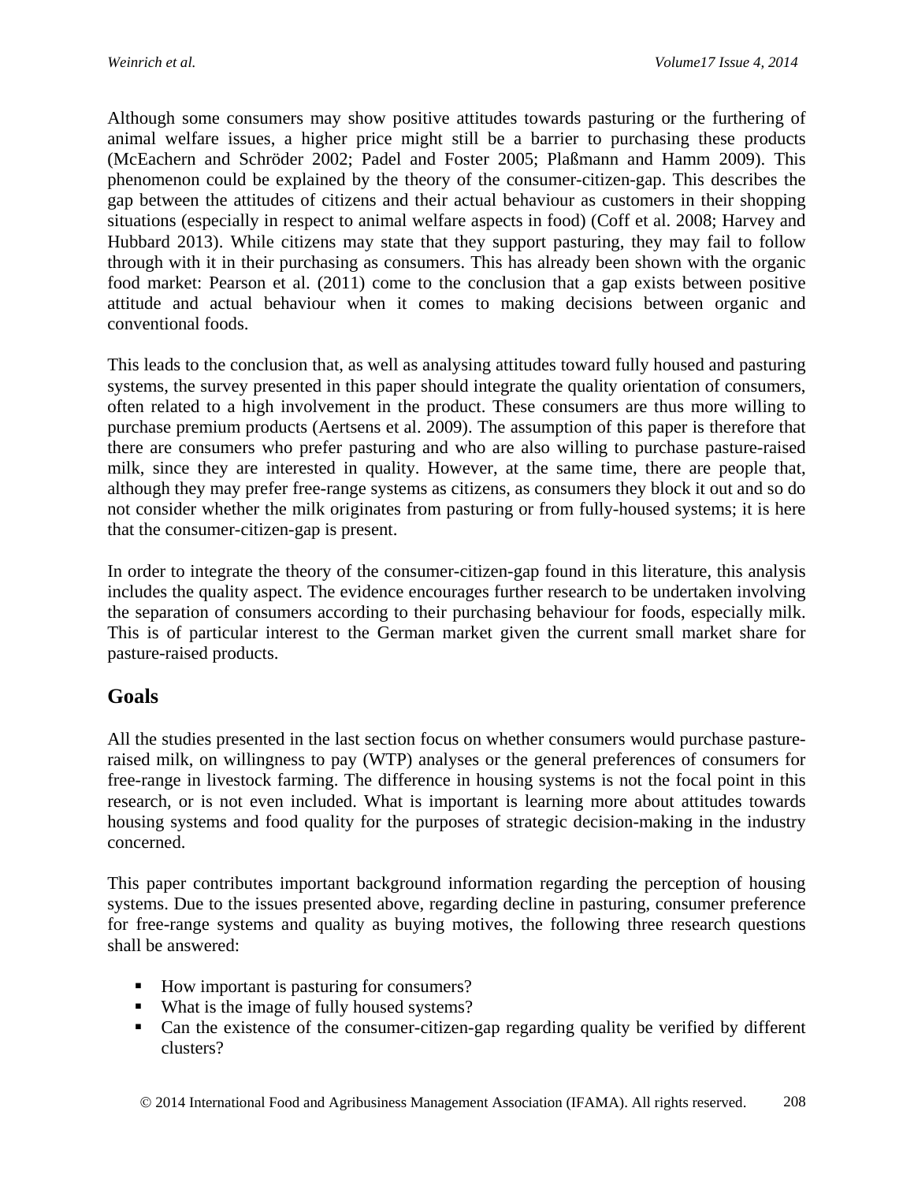Although some consumers may show positive attitudes towards pasturing or the furthering of animal welfare issues, a higher price might still be a barrier to purchasing these products (McEachern and Schröder 2002; Padel and Foster 2005; Plaßmann and Hamm 2009). This phenomenon could be explained by the theory of the consumer-citizen-gap. This describes the gap between the attitudes of citizens and their actual behaviour as customers in their shopping situations (especially in respect to animal welfare aspects in food) (Coff et al. 2008; Harvey and Hubbard 2013). While citizens may state that they support pasturing, they may fail to follow through with it in their purchasing as consumers. This has already been shown with the organic food market: Pearson et al. (2011) come to the conclusion that a gap exists between positive attitude and actual behaviour when it comes to making decisions between organic and conventional foods.

This leads to the conclusion that, as well as analysing attitudes toward fully housed and pasturing systems, the survey presented in this paper should integrate the quality orientation of consumers, often related to a high involvement in the product. These consumers are thus more willing to purchase premium products (Aertsens et al. 2009). The assumption of this paper is therefore that there are consumers who prefer pasturing and who are also willing to purchase pasture-raised milk, since they are interested in quality. However, at the same time, there are people that, although they may prefer free-range systems as citizens, as consumers they block it out and so do not consider whether the milk originates from pasturing or from fully-housed systems; it is here that the consumer-citizen-gap is present.

In order to integrate the theory of the consumer-citizen-gap found in this literature, this analysis includes the quality aspect. The evidence encourages further research to be undertaken involving the separation of consumers according to their purchasing behaviour for foods, especially milk. This is of particular interest to the German market given the current small market share for pasture-raised products.

## Goals

All the studies presented in the last section focus on whether consumers would purchase pasture-raised milk, on willingness to pay (WTP) analyses or the general preferences of consumers for free-range in livestock farming. The difference in housing systems is not the focal point in this research, or is not even included. What is important is learning more about attitudes towards housing systems and food quality for the purposes of strategic decision-making in the industry concerned.

This paper contributes important background information regarding the perception of housing systems. Due to the issues presented above, regarding decline in pasturing, consumer preference for free-range systems and quality as buying motives, the following three research questions shall be answered:

- How important is pasturing for consumers?
- What is the image of fully housed systems?
- Can the existence of the consumer-citizen-gap regarding quality be verified by different clusters?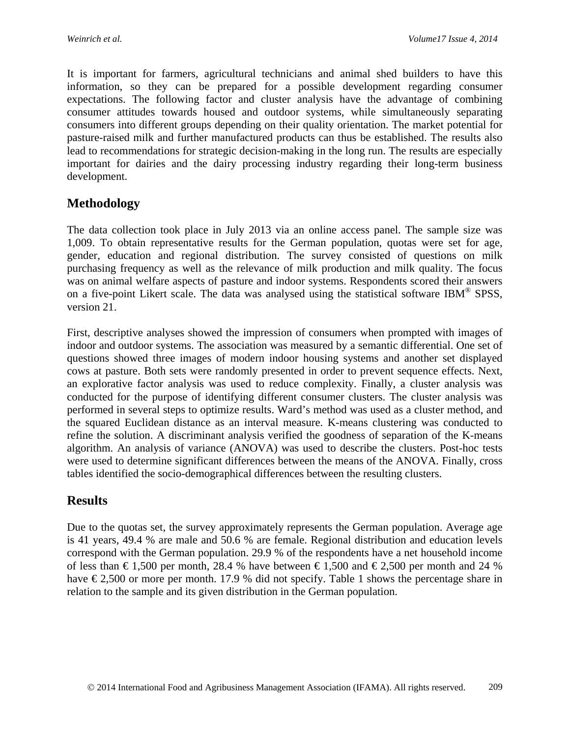It is important for farmers, agricultural technicians and animal shed builders to have this information, so they can be prepared for a possible development regarding consumer expectations. The following factor and cluster analysis have the advantage of combining consumer attitudes towards housed and outdoor systems, while simultaneously separating consumers into different groups depending on their quality orientation. The market potential for pasture-raised milk and further manufactured products can thus be established. The results also lead to recommendations for strategic decision-making in the long run. The results are especially important for dairies and the dairy processing industry regarding their long-term business development.

## Methodology

The data collection took place in July 2013 via an online access panel. The sample size was 1,009. To obtain representative results for the German population, quotas were set for age, gender, education and regional distribution. The survey consisted of questions on milk purchasing frequency as well as the relevance of milk production and milk quality. The focus was on animal welfare aspects of pasture and indoor systems. Respondents scored their answers on a five-point Likert scale. The data was analysed using the statistical software IBM® SPSS, version 21.

First, descriptive analyses showed the impression of consumers when prompted with images of indoor and outdoor systems. The association was measured by a semantic differential. One set of questions showed three images of modern indoor housing systems and another set displayed cows at pasture. Both sets were randomly presented in order to prevent sequence effects. Next, an explorative factor analysis was used to reduce complexity. Finally, a cluster analysis was conducted for the purpose of identifying different consumer clusters. The cluster analysis was performed in several steps to optimize results. Ward's method was used as a cluster method, and the squared Euclidean distance as an interval measure. K-means clustering was conducted to refine the solution. A discriminant analysis verified the goodness of separation of the K-means algorithm. An analysis of variance (ANOVA) was used to describe the clusters. Post-hoc tests were used to determine significant differences between the means of the ANOVA. Finally, cross tables identified the socio-demographical differences between the resulting clusters.

## Results

Due to the quotas set, the survey approximately represents the German population. Average age is 41 years, 49.4 % are male and 50.6 % are female. Regional distribution and education levels correspond with the German population. 29.9 % of the respondents have a net household income of less than € 1,500 per month, 28.4 % have between € 1,500 and € 2,500 per month and 24 % have € 2,500 or more per month. 17.9 % did not specify. Table 1 shows the percentage share in relation to the sample and its given distribution in the German population.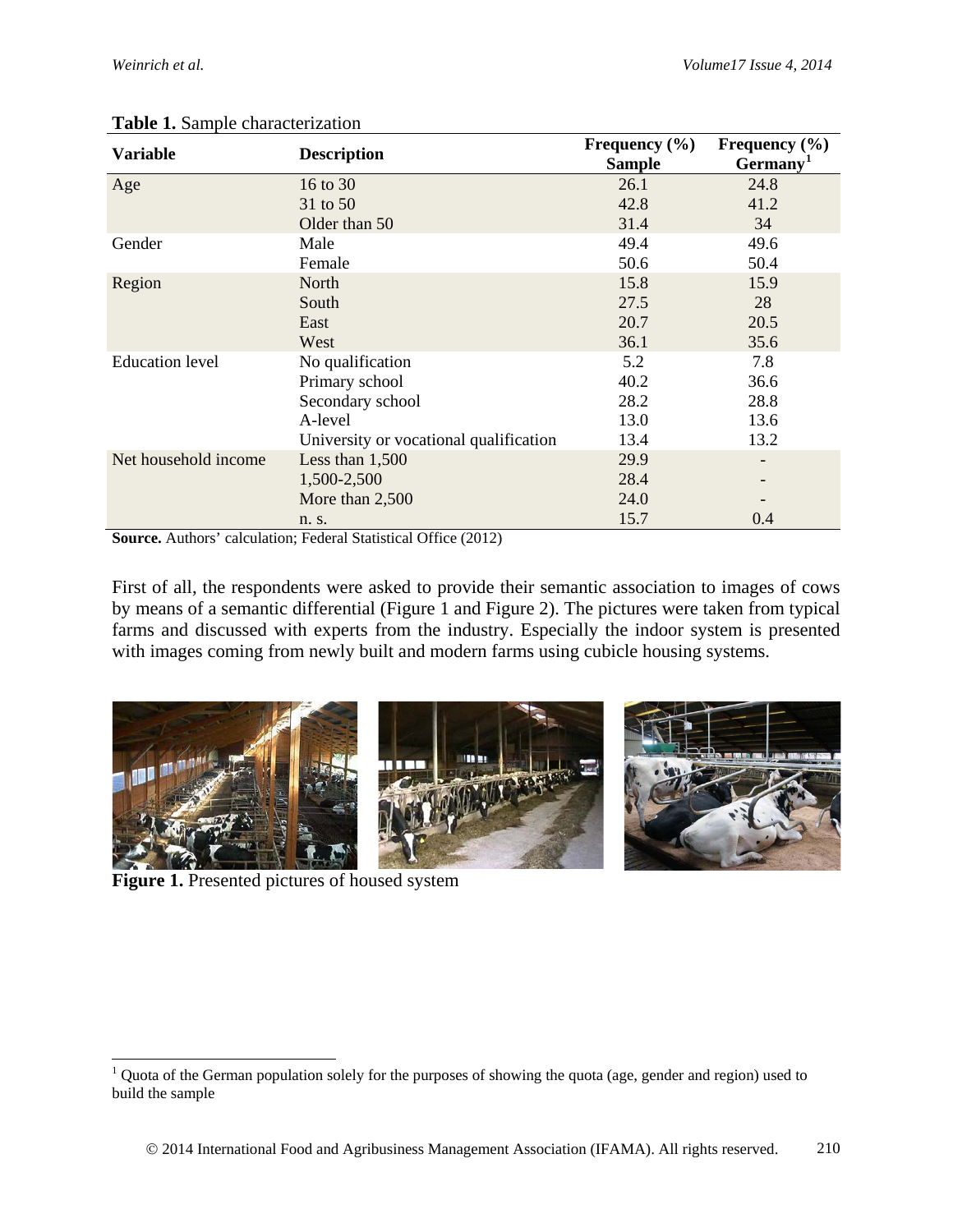**Table 1.** Sample characterization

| Variable | Description | Frequency (%) Sample | Frequency (%) Germany[1] |
|---|---|---|---|
| Age | 16 to 30 | 26.1 | 24.8 |
| | 31 to 50 | 42.8 | 41.2 |
| | Older than 50 | 31.4 | 34 |
| Gender | Male | 49.4 | 49.6 |
| | Female | 50.6 | 50.4 |
| Region | North | 15.8 | 15.9 |
| | South | 27.5 | 28 |
| | East | 20.7 | 20.5 |
| | West | 36.1 | 35.6 |
| Education level | No qualification | 5.2 | 7.8 |
| | Primary school | 40.2 | 36.6 |
| | Secondary school | 28.2 | 28.8 |
| | A-level | 13.0 | 13.6 |
| | University or vocational qualification | 13.4 | 13.2 |
| Net household income | Less than 1,500 | 29.9 | - |
| | 1,500-2,500 | 28.4 | - |
| | More than 2,500 | 24.0 | - |
| | n. s. | 15.7 | 0.4 |

**Source.** Authors' calculation; Federal Statistical Office (2012)

First of all, the respondents were asked to provide their semantic association to images of cows by means of a semantic differential (Figure 1 and Figure 2). The pictures were taken from typical farms and discussed with experts from the industry. Especially the indoor system is presented with images coming from newly built and modern farms using cubicle housing systems.

**Figure 1.** Presented pictures of housed system

[1] Quota of the German population solely for the purposes of showing the quota (age, gender and region) used to build the sample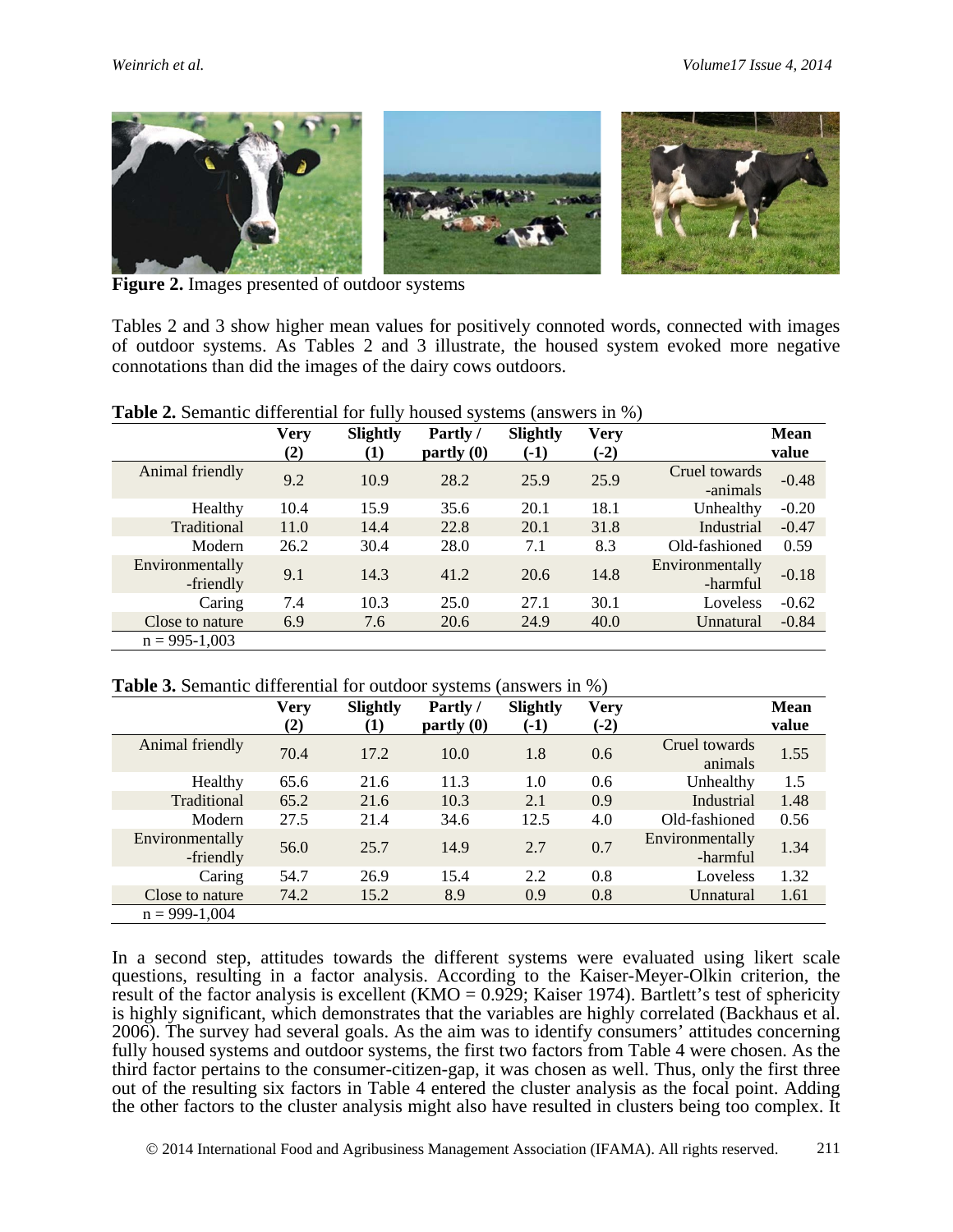**Figure 2.** Images presented of outdoor systems

Tables 2 and 3 show higher mean values for positively connoted words, connected with images of outdoor systems. As Tables 2 and 3 illustrate, the housed system evoked more negative connotations than did the images of the dairy cows outdoors.

**Table 2.** Semantic differential for fully housed systems (answers in %)

| | Very (2) | Slightly (1) | Partly / partly (0) | Slightly (-1) | Very (-2) | | Mean value |
|---|---|---|---|---|---|---|---|
| Animal friendly | 9.2 | 10.9 | 28.2 | 25.9 | 25.9 | Cruel towards -animals | -0.48 |
| Healthy | 10.4 | 15.9 | 35.6 | 20.1 | 18.1 | Unhealthy | -0.20 |
| Traditional | 11.0 | 14.4 | 22.8 | 20.1 | 31.8 | Industrial | -0.47 |
| Modern | 26.2 | 30.4 | 28.0 | 7.1 | 8.3 | Old-fashioned | 0.59 |
| Environmentally -friendly | 9.1 | 14.3 | 41.2 | 20.6 | 14.8 | Environmentally -harmful | -0.18 |
| Caring | 7.4 | 10.3 | 25.0 | 27.1 | 30.1 | Loveless | -0.62 |
| Close to nature | 6.9 | 7.6 | 20.6 | 24.9 | 40.0 | Unnatural | -0.84 |
| n = 995-1,003 | | | | | | | |

**Table 3.** Semantic differential for outdoor systems (answers in %)

| | Very (2) | Slightly (1) | Partly / partly (0) | Slightly (-1) | Very (-2) | | Mean value |
|---|---|---|---|---|---|---|---|
| Animal friendly | 70.4 | 17.2 | 10.0 | 1.8 | 0.6 | Cruel towards animals | 1.55 |
| Healthy | 65.6 | 21.6 | 11.3 | 1.0 | 0.6 | Unhealthy | 1.5 |
| Traditional | 65.2 | 21.6 | 10.3 | 2.1 | 0.9 | Industrial | 1.48 |
| Modern | 27.5 | 21.4 | 34.6 | 12.5 | 4.0 | Old-fashioned | 0.56 |
| Environmentally -friendly | 56.0 | 25.7 | 14.9 | 2.7 | 0.7 | Environmentally -harmful | 1.34 |
| Caring | 54.7 | 26.9 | 15.4 | 2.2 | 0.8 | Loveless | 1.32 |
| Close to nature | 74.2 | 15.2 | 8.9 | 0.9 | 0.8 | Unnatural | 1.61 |
| n = 999-1,004 | | | | | | | |

In a second step, attitudes towards the different systems were evaluated using likert scale questions, resulting in a factor analysis. According to the Kaiser-Meyer-Olkin criterion, the result of the factor analysis is excellent (KMO = 0.929; Kaiser 1974). Bartlett's test of sphericity is highly significant, which demonstrates that the variables are highly correlated (Backhaus et al. 2006). The survey had several goals. As the aim was to identify consumers' attitudes concerning fully housed systems and outdoor systems, the first two factors from Table 4 were chosen. As the third factor pertains to the consumer-citizen-gap, it was chosen as well. Thus, only the first three out of the resulting six factors in Table 4 entered the cluster analysis as the focal point. Adding the other factors to the cluster analysis might also have resulted in clusters being too complex. It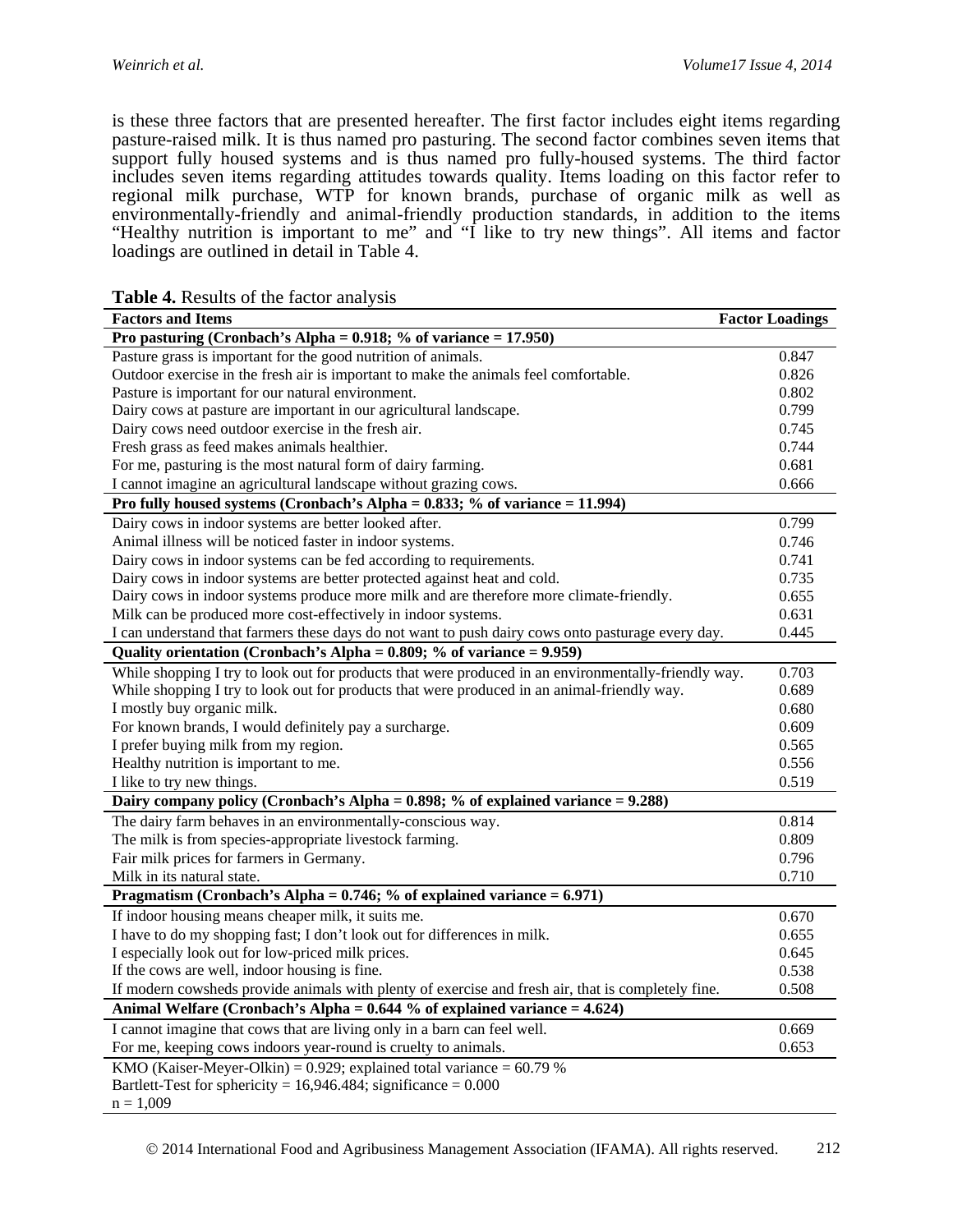is these three factors that are presented hereafter. The first factor includes eight items regarding pasture-raised milk. It is thus named pro pasturing. The second factor combines seven items that support fully housed systems and is thus named pro fully-housed systems. The third factor includes seven items regarding attitudes towards quality. Items loading on this factor refer to regional milk purchase, WTP for known brands, purchase of organic milk as well as environmentally-friendly and animal-friendly production standards, in addition to the items "Healthy nutrition is important to me" and "I like to try new things". All items and factor loadings are outlined in detail in Table 4.

**Table 4.** Results of the factor analysis

| **Factors and Items** | **Factor Loadings** |
|---|---|
| **Pro pasturing (Cronbach's Alpha = 0.918; % of variance = 17.950)** | |
| Pasture grass is important for the good nutrition of animals. | 0.847 |
| Outdoor exercise in the fresh air is important to make the animals feel comfortable. | 0.826 |
| Pasture is important for our natural environment. | 0.802 |
| Dairy cows at pasture are important in our agricultural landscape. | 0.799 |
| Dairy cows need outdoor exercise in the fresh air. | 0.745 |
| Fresh grass as feed makes animals healthier. | 0.744 |
| For me, pasturing is the most natural form of dairy farming. | 0.681 |
| I cannot imagine an agricultural landscape without grazing cows. | 0.666 |
| **Pro fully housed systems (Cronbach's Alpha = 0.833; % of variance = 11.994)** | |
| Dairy cows in indoor systems are better looked after. | 0.799 |
| Animal illness will be noticed faster in indoor systems. | 0.746 |
| Dairy cows in indoor systems can be fed according to requirements. | 0.741 |
| Dairy cows in indoor systems are better protected against heat and cold. | 0.735 |
| Dairy cows in indoor systems produce more milk and are therefore more climate-friendly. | 0.655 |
| Milk can be produced more cost-effectively in indoor systems. | 0.631 |
| I can understand that farmers these days do not want to push dairy cows onto pasturage every day. | 0.445 |
| **Quality orientation (Cronbach's Alpha = 0.809; % of variance = 9.959)** | |
| While shopping I try to look out for products that were produced in an environmentally-friendly way. | 0.703 |
| While shopping I try to look out for products that were produced in an animal-friendly way. | 0.689 |
| I mostly buy organic milk. | 0.680 |
| For known brands, I would definitely pay a surcharge. | 0.609 |
| I prefer buying milk from my region. | 0.565 |
| Healthy nutrition is important to me. | 0.556 |
| I like to try new things. | 0.519 |
| **Dairy company policy (Cronbach's Alpha = 0.898; % of explained variance = 9.288)** | |
| The dairy farm behaves in an environmentally-conscious way. | 0.814 |
| The milk is from species-appropriate livestock farming. | 0.809 |
| Fair milk prices for farmers in Germany. | 0.796 |
| Milk in its natural state. | 0.710 |
| **Pragmatism (Cronbach's Alpha = 0.746; % of explained variance = 6.971)** | |
| If indoor housing means cheaper milk, it suits me. | 0.670 |
| I have to do my shopping fast; I don't look out for differences in milk. | 0.655 |
| I especially look out for low-priced milk prices. | 0.645 |
| If the cows are well, indoor housing is fine. | 0.538 |
| If modern cowsheds provide animals with plenty of exercise and fresh air, that is completely fine. | 0.508 |
| **Animal Welfare (Cronbach's Alpha = 0.644 % of explained variance = 4.624)** | |
| I cannot imagine that cows that are living only in a barn can feel well. | 0.669 |
| For me, keeping cows indoors year-round is cruelty to animals. | 0.653 |
| KMO (Kaiser-Meyer-Olkin) = 0.929; explained total variance = 60.79 % | |
| Bartlett-Test for sphericity = 16,946.484; significance = 0.000 | |
| n = 1,009 | |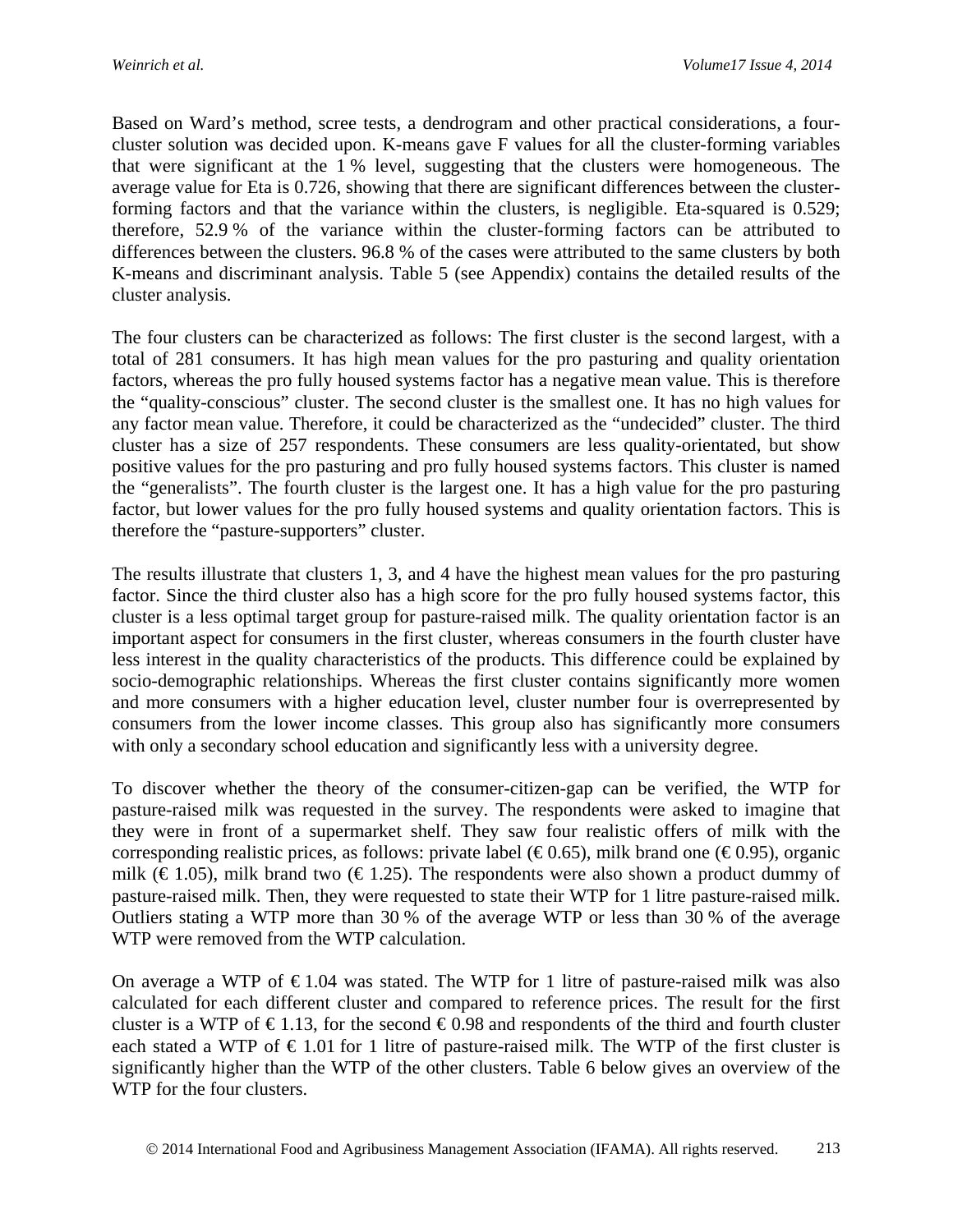Based on Ward's method, scree tests, a dendrogram and other practical considerations, a four-cluster solution was decided upon. K-means gave F values for all the cluster-forming variables that were significant at the 1 % level, suggesting that the clusters were homogeneous. The average value for Eta is 0.726, showing that there are significant differences between the cluster-forming factors and that the variance within the clusters, is negligible. Eta-squared is 0.529; therefore, 52.9 % of the variance within the cluster-forming factors can be attributed to differences between the clusters. 96.8 % of the cases were attributed to the same clusters by both K-means and discriminant analysis. Table 5 (see Appendix) contains the detailed results of the cluster analysis.

The four clusters can be characterized as follows: The first cluster is the second largest, with a total of 281 consumers. It has high mean values for the pro pasturing and quality orientation factors, whereas the pro fully housed systems factor has a negative mean value. This is therefore the "quality-conscious" cluster. The second cluster is the smallest one. It has no high values for any factor mean value. Therefore, it could be characterized as the "undecided" cluster. The third cluster has a size of 257 respondents. These consumers are less quality-orientated, but show positive values for the pro pasturing and pro fully housed systems factors. This cluster is named the "generalists". The fourth cluster is the largest one. It has a high value for the pro pasturing factor, but lower values for the pro fully housed systems and quality orientation factors. This is therefore the "pasture-supporters" cluster.

The results illustrate that clusters 1, 3, and 4 have the highest mean values for the pro pasturing factor. Since the third cluster also has a high score for the pro fully housed systems factor, this cluster is a less optimal target group for pasture-raised milk. The quality orientation factor is an important aspect for consumers in the first cluster, whereas consumers in the fourth cluster have less interest in the quality characteristics of the products. This difference could be explained by socio-demographic relationships. Whereas the first cluster contains significantly more women and more consumers with a higher education level, cluster number four is overrepresented by consumers from the lower income classes. This group also has significantly more consumers with only a secondary school education and significantly less with a university degree.

To discover whether the theory of the consumer-citizen-gap can be verified, the WTP for pasture-raised milk was requested in the survey. The respondents were asked to imagine that they were in front of a supermarket shelf. They saw four realistic offers of milk with the corresponding realistic prices, as follows: private label (€ 0.65), milk brand one (€ 0.95), organic milk (€ 1.05), milk brand two (€ 1.25). The respondents were also shown a product dummy of pasture-raised milk. Then, they were requested to state their WTP for 1 litre pasture-raised milk. Outliers stating a WTP more than 30 % of the average WTP or less than 30 % of the average WTP were removed from the WTP calculation.

On average a WTP of € 1.04 was stated. The WTP for 1 litre of pasture-raised milk was also calculated for each different cluster and compared to reference prices. The result for the first cluster is a WTP of € 1.13, for the second € 0.98 and respondents of the third and fourth cluster each stated a WTP of € 1.01 for 1 litre of pasture-raised milk. The WTP of the first cluster is significantly higher than the WTP of the other clusters. Table 6 below gives an overview of the WTP for the four clusters.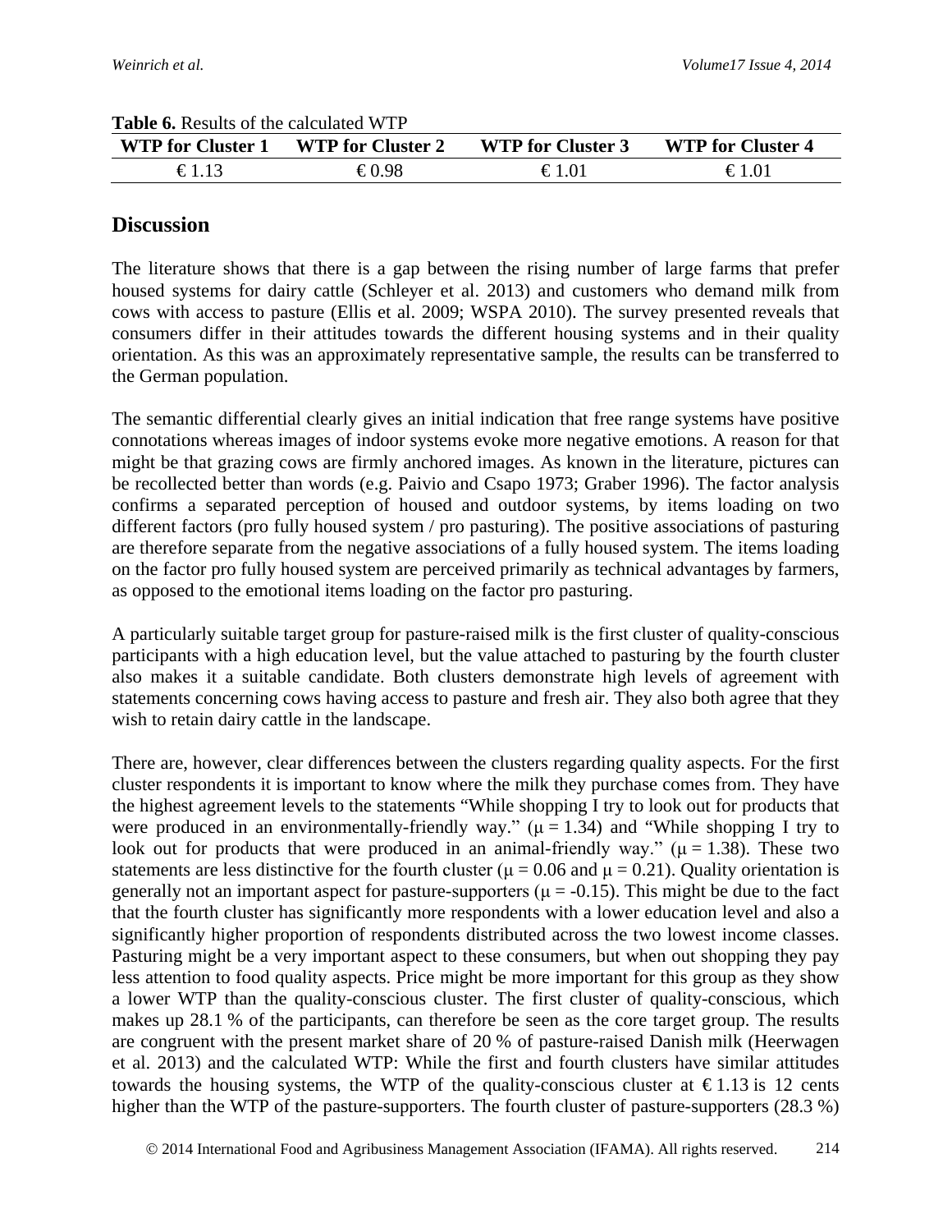**Table 6.** Results of the calculated WTP

| WTP for Cluster 1 | WTP for Cluster 2 | WTP for Cluster 3 | WTP for Cluster 4 |
|---|---|---|---|
| € 1.13 | € 0.98 | € 1.01 | € 1.01 |

## Discussion

The literature shows that there is a gap between the rising number of large farms that prefer housed systems for dairy cattle (Schleyer et al. 2013) and customers who demand milk from cows with access to pasture (Ellis et al. 2009; WSPA 2010). The survey presented reveals that consumers differ in their attitudes towards the different housing systems and in their quality orientation. As this was an approximately representative sample, the results can be transferred to the German population.

The semantic differential clearly gives an initial indication that free range systems have positive connotations whereas images of indoor systems evoke more negative emotions. A reason for that might be that grazing cows are firmly anchored images. As known in the literature, pictures can be recollected better than words (e.g. Paivio and Csapo 1973; Graber 1996). The factor analysis confirms a separated perception of housed and outdoor systems, by items loading on two different factors (pro fully housed system / pro pasturing). The positive associations of pasturing are therefore separate from the negative associations of a fully housed system. The items loading on the factor pro fully housed system are perceived primarily as technical advantages by farmers, as opposed to the emotional items loading on the factor pro pasturing.

A particularly suitable target group for pasture-raised milk is the first cluster of quality-conscious participants with a high education level, but the value attached to pasturing by the fourth cluster also makes it a suitable candidate. Both clusters demonstrate high levels of agreement with statements concerning cows having access to pasture and fresh air. They also both agree that they wish to retain dairy cattle in the landscape.

There are, however, clear differences between the clusters regarding quality aspects. For the first cluster respondents it is important to know where the milk they purchase comes from. They have the highest agreement levels to the statements "While shopping I try to look out for products that were produced in an environmentally-friendly way." ($\mu = 1.34$) and "While shopping I try to look out for products that were produced in an animal-friendly way." ($\mu = 1.38$). These two statements are less distinctive for the fourth cluster ($\mu = 0.06$ and $\mu = 0.21$). Quality orientation is generally not an important aspect for pasture-supporters ($\mu = -0.15$). This might be due to the fact that the fourth cluster has significantly more respondents with a lower education level and also a significantly higher proportion of respondents distributed across the two lowest income classes. Pasturing might be a very important aspect to these consumers, but when out shopping they pay less attention to food quality aspects. Price might be more important for this group as they show a lower WTP than the quality-conscious cluster. The first cluster of quality-conscious, which makes up 28.1 % of the participants, can therefore be seen as the core target group. The results are congruent with the present market share of 20 % of pasture-raised Danish milk (Heerwagen et al. 2013) and the calculated WTP: While the first and fourth clusters have similar attitudes towards the housing systems, the WTP of the quality-conscious cluster at € 1.13 is 12 cents higher than the WTP of the pasture-supporters. The fourth cluster of pasture-supporters (28.3 %)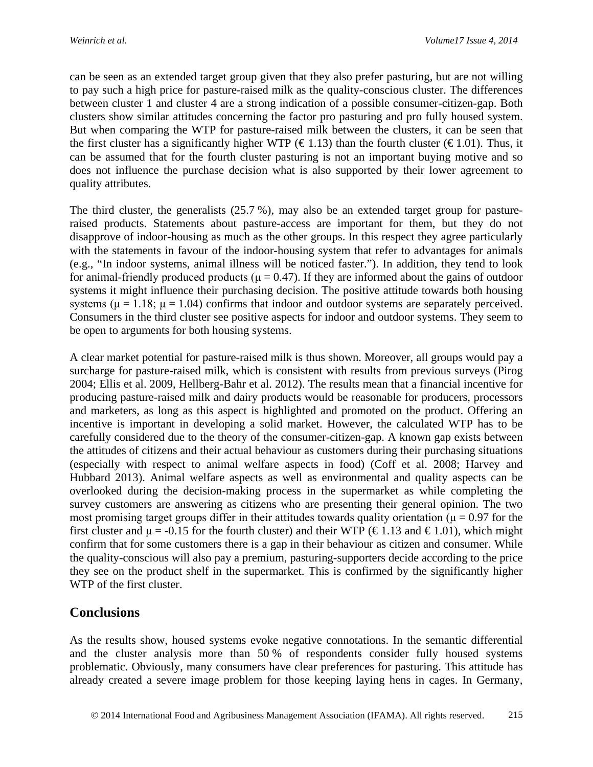can be seen as an extended target group given that they also prefer pasturing, but are not willing to pay such a high price for pasture-raised milk as the quality-conscious cluster. The differences between cluster 1 and cluster 4 are a strong indication of a possible consumer-citizen-gap. Both clusters show similar attitudes concerning the factor pro pasturing and pro fully housed system. But when comparing the WTP for pasture-raised milk between the clusters, it can be seen that the first cluster has a significantly higher WTP (€ 1.13) than the fourth cluster (€ 1.01). Thus, it can be assumed that for the fourth cluster pasturing is not an important buying motive and so does not influence the purchase decision what is also supported by their lower agreement to quality attributes.

The third cluster, the generalists (25.7 %), may also be an extended target group for pasture-raised products. Statements about pasture-access are important for them, but they do not disapprove of indoor-housing as much as the other groups. In this respect they agree particularly with the statements in favour of the indoor-housing system that refer to advantages for animals (e.g., "In indoor systems, animal illness will be noticed faster."). In addition, they tend to look for animal-friendly produced products ($\mu = 0.47$). If they are informed about the gains of outdoor systems it might influence their purchasing decision. The positive attitude towards both housing systems ($\mu = 1.18$; $\mu = 1.04$) confirms that indoor and outdoor systems are separately perceived. Consumers in the third cluster see positive aspects for indoor and outdoor systems. They seem to be open to arguments for both housing systems.

A clear market potential for pasture-raised milk is thus shown. Moreover, all groups would pay a surcharge for pasture-raised milk, which is consistent with results from previous surveys (Pirog 2004; Ellis et al. 2009, Hellberg-Bahr et al. 2012). The results mean that a financial incentive for producing pasture-raised milk and dairy products would be reasonable for producers, processors and marketers, as long as this aspect is highlighted and promoted on the product. Offering an incentive is important in developing a solid market. However, the calculated WTP has to be carefully considered due to the theory of the consumer-citizen-gap. A known gap exists between the attitudes of citizens and their actual behaviour as customers during their purchasing situations (especially with respect to animal welfare aspects in food) (Coff et al. 2008; Harvey and Hubbard 2013). Animal welfare aspects as well as environmental and quality aspects can be overlooked during the decision-making process in the supermarket as while completing the survey customers are answering as citizens who are presenting their general opinion. The two most promising target groups differ in their attitudes towards quality orientation ($\mu = 0.97$ for the first cluster and $\mu = -0.15$ for the fourth cluster) and their WTP (€ 1.13 and € 1.01), which might confirm that for some customers there is a gap in their behaviour as citizen and consumer. While the quality-conscious will also pay a premium, pasturing-supporters decide according to the price they see on the product shelf in the supermarket. This is confirmed by the significantly higher WTP of the first cluster.

## Conclusions

As the results show, housed systems evoke negative connotations. In the semantic differential and the cluster analysis more than 50 % of respondents consider fully housed systems problematic. Obviously, many consumers have clear preferences for pasturing. This attitude has already created a severe image problem for those keeping laying hens in cages. In Germany,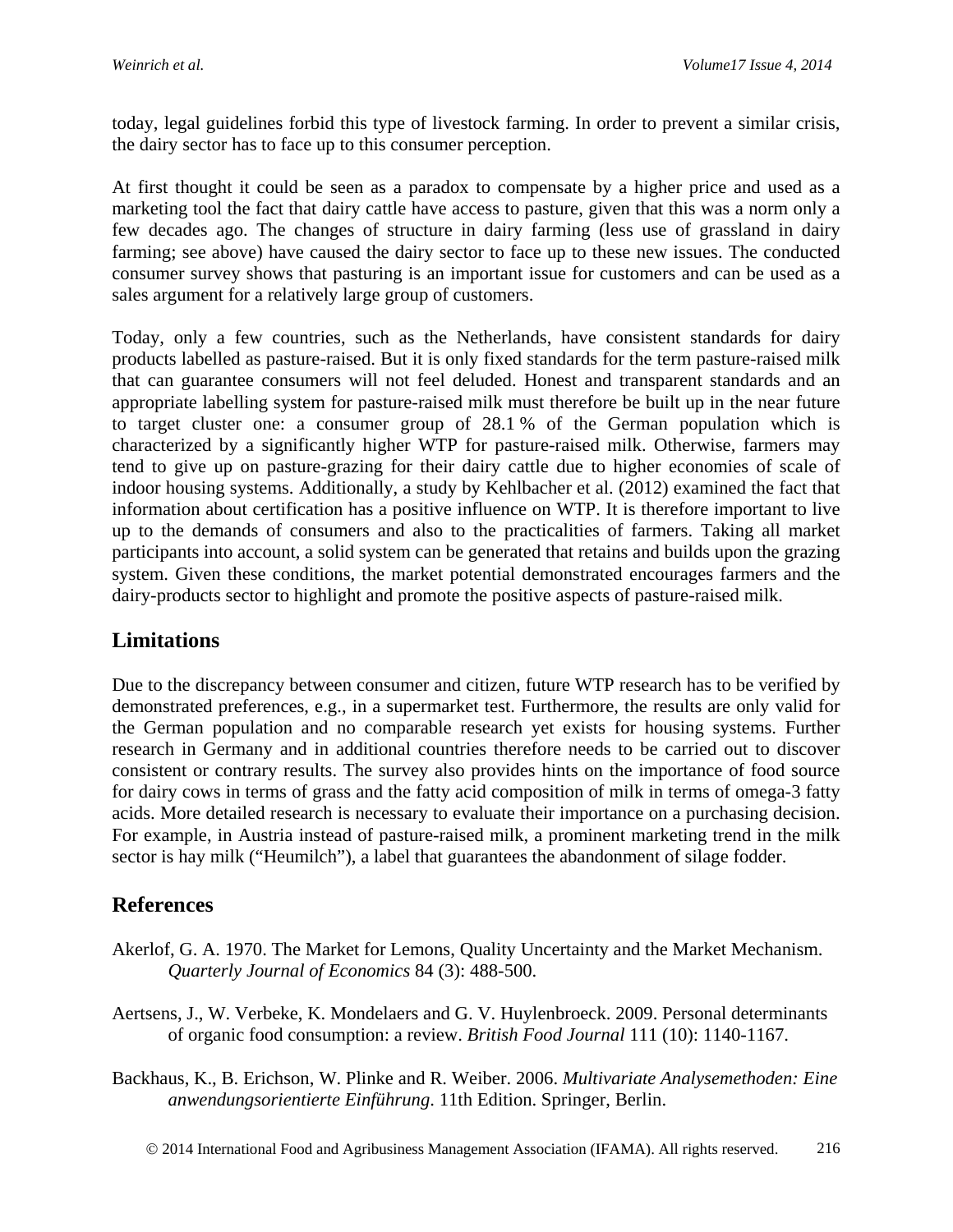today, legal guidelines forbid this type of livestock farming. In order to prevent a similar crisis, the dairy sector has to face up to this consumer perception.

At first thought it could be seen as a paradox to compensate by a higher price and used as a marketing tool the fact that dairy cattle have access to pasture, given that this was a norm only a few decades ago. The changes of structure in dairy farming (less use of grassland in dairy farming; see above) have caused the dairy sector to face up to these new issues. The conducted consumer survey shows that pasturing is an important issue for customers and can be used as a sales argument for a relatively large group of customers.

Today, only a few countries, such as the Netherlands, have consistent standards for dairy products labelled as pasture-raised. But it is only fixed standards for the term pasture-raised milk that can guarantee consumers will not feel deluded. Honest and transparent standards and an appropriate labelling system for pasture-raised milk must therefore be built up in the near future to target cluster one: a consumer group of 28.1 % of the German population which is characterized by a significantly higher WTP for pasture-raised milk. Otherwise, farmers may tend to give up on pasture-grazing for their dairy cattle due to higher economies of scale of indoor housing systems. Additionally, a study by Kehlbacher et al. (2012) examined the fact that information about certification has a positive influence on WTP. It is therefore important to live up to the demands of consumers and also to the practicalities of farmers. Taking all market participants into account, a solid system can be generated that retains and builds upon the grazing system. Given these conditions, the market potential demonstrated encourages farmers and the dairy-products sector to highlight and promote the positive aspects of pasture-raised milk.

## Limitations

Due to the discrepancy between consumer and citizen, future WTP research has to be verified by demonstrated preferences, e.g., in a supermarket test. Furthermore, the results are only valid for the German population and no comparable research yet exists for housing systems. Further research in Germany and in additional countries therefore needs to be carried out to discover consistent or contrary results. The survey also provides hints on the importance of food source for dairy cows in terms of grass and the fatty acid composition of milk in terms of omega-3 fatty acids. More detailed research is necessary to evaluate their importance on a purchasing decision. For example, in Austria instead of pasture-raised milk, a prominent marketing trend in the milk sector is hay milk ("Heumilch"), a label that guarantees the abandonment of silage fodder.

## References

Akerlof, G. A. 1970. The Market for Lemons, Quality Uncertainty and the Market Mechanism. *Quarterly Journal of Economics* 84 (3): 488-500.

Aertsens, J., W. Verbeke, K. Mondelaers and G. V. Huylenbroeck. 2009. Personal determinants of organic food consumption: a review. *British Food Journal* 111 (10): 1140-1167.

Backhaus, K., B. Erichson, W. Plinke and R. Weiber. 2006. *Multivariate Analysemethoden: Eine anwendungsorientierte Einführung*. 11th Edition. Springer, Berlin.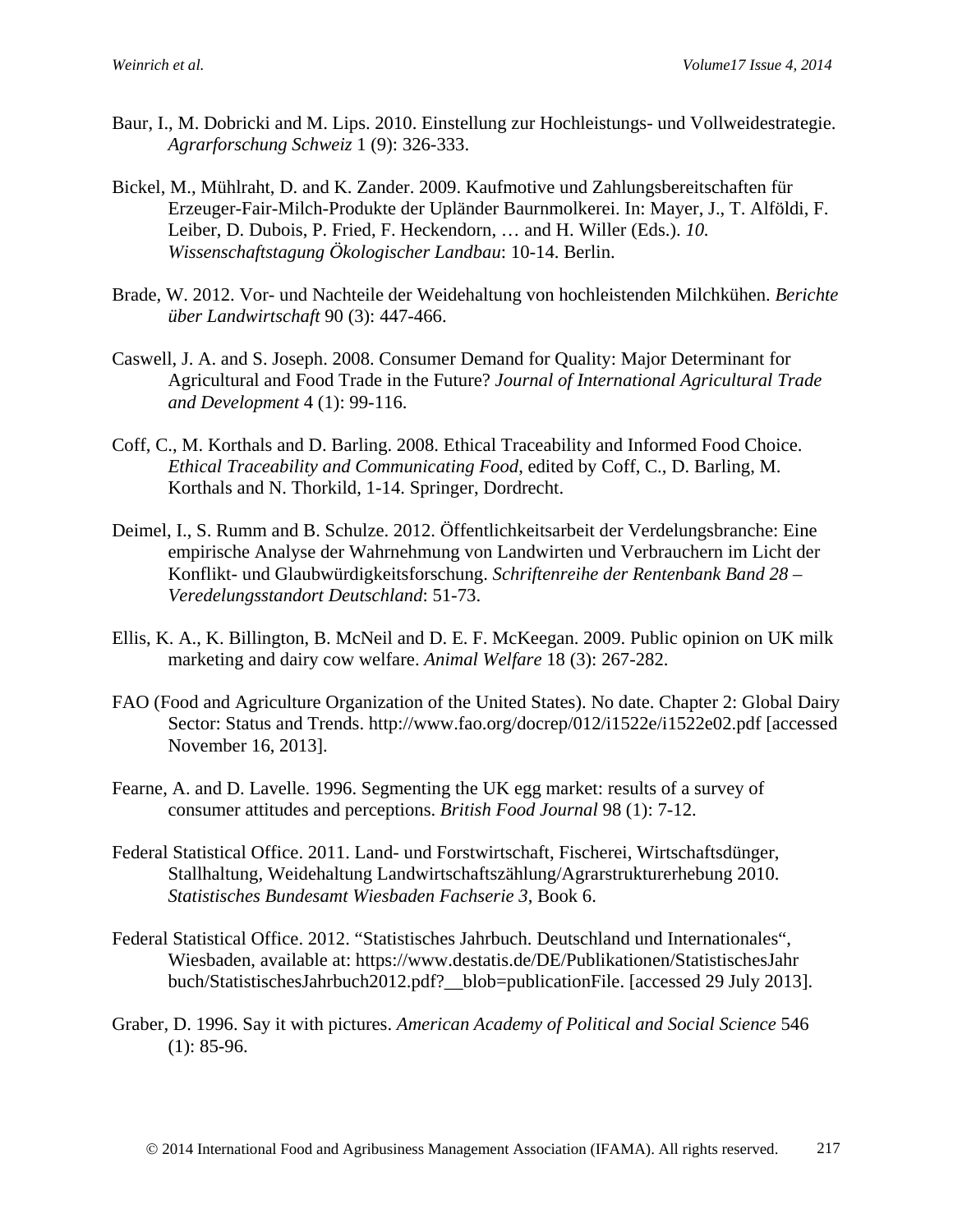Baur, I., M. Dobricki and M. Lips. 2010. Einstellung zur Hochleistungs- und Vollweidestrategie. *Agrarforschung Schweiz* 1 (9): 326-333.

Bickel, M., Mühlraht, D. and K. Zander. 2009. Kaufmotive und Zahlungsbereitschaften für Erzeuger-Fair-Milch-Produkte der Upländer Baurnmolkerei. In: Mayer, J., T. Alföldi, F. Leiber, D. Dubois, P. Fried, F. Heckendorn, … and H. Willer (Eds.). *10. Wissenschaftstagung Ökologischer Landbau*: 10-14. Berlin.

Brade, W. 2012. Vor- und Nachteile der Weidehaltung von hochleistenden Milchkühen. *Berichte über Landwirtschaft* 90 (3): 447-466.

Caswell, J. A. and S. Joseph. 2008. Consumer Demand for Quality: Major Determinant for Agricultural and Food Trade in the Future? *Journal of International Agricultural Trade and Development* 4 (1): 99-116.

Coff, C., M. Korthals and D. Barling. 2008. Ethical Traceability and Informed Food Choice. *Ethical Traceability and Communicating Food*, edited by Coff, C., D. Barling, M. Korthals and N. Thorkild, 1-14. Springer, Dordrecht.

Deimel, I., S. Rumm and B. Schulze. 2012. Öffentlichkeitsarbeit der Verdelungsbranche: Eine empirische Analyse der Wahrnehmung von Landwirten und Verbrauchern im Licht der Konflikt- und Glaubwürdigkeitsforschung. *Schriftenreihe der Rentenbank Band 28 – Veredelungsstandort Deutschland*: 51-73.

Ellis, K. A., K. Billington, B. McNeil and D. E. F. McKeegan. 2009. Public opinion on UK milk marketing and dairy cow welfare. *Animal Welfare* 18 (3): 267-282.

FAO (Food and Agriculture Organization of the United States). No date. Chapter 2: Global Dairy Sector: Status and Trends. http://www.fao.org/docrep/012/i1522e/i1522e02.pdf [accessed November 16, 2013].

Fearne, A. and D. Lavelle. 1996. Segmenting the UK egg market: results of a survey of consumer attitudes and perceptions. *British Food Journal* 98 (1): 7-12.

Federal Statistical Office. 2011. Land- und Forstwirtschaft, Fischerei, Wirtschaftsdünger, Stallhaltung, Weidehaltung Landwirtschaftszählung/Agrarstrukturerhebung 2010. *Statistisches Bundesamt Wiesbaden Fachserie 3*, Book 6.

Federal Statistical Office. 2012. "Statistisches Jahrbuch. Deutschland und Internationales", Wiesbaden, available at: https://www.destatis.de/DE/Publikationen/StatistischesJahrbuch/StatistischesJahrbuch2012.pdf?__blob=publicationFile. [accessed 29 July 2013].

Graber, D. 1996. Say it with pictures. *American Academy of Political and Social Science* 546 (1): 85-96.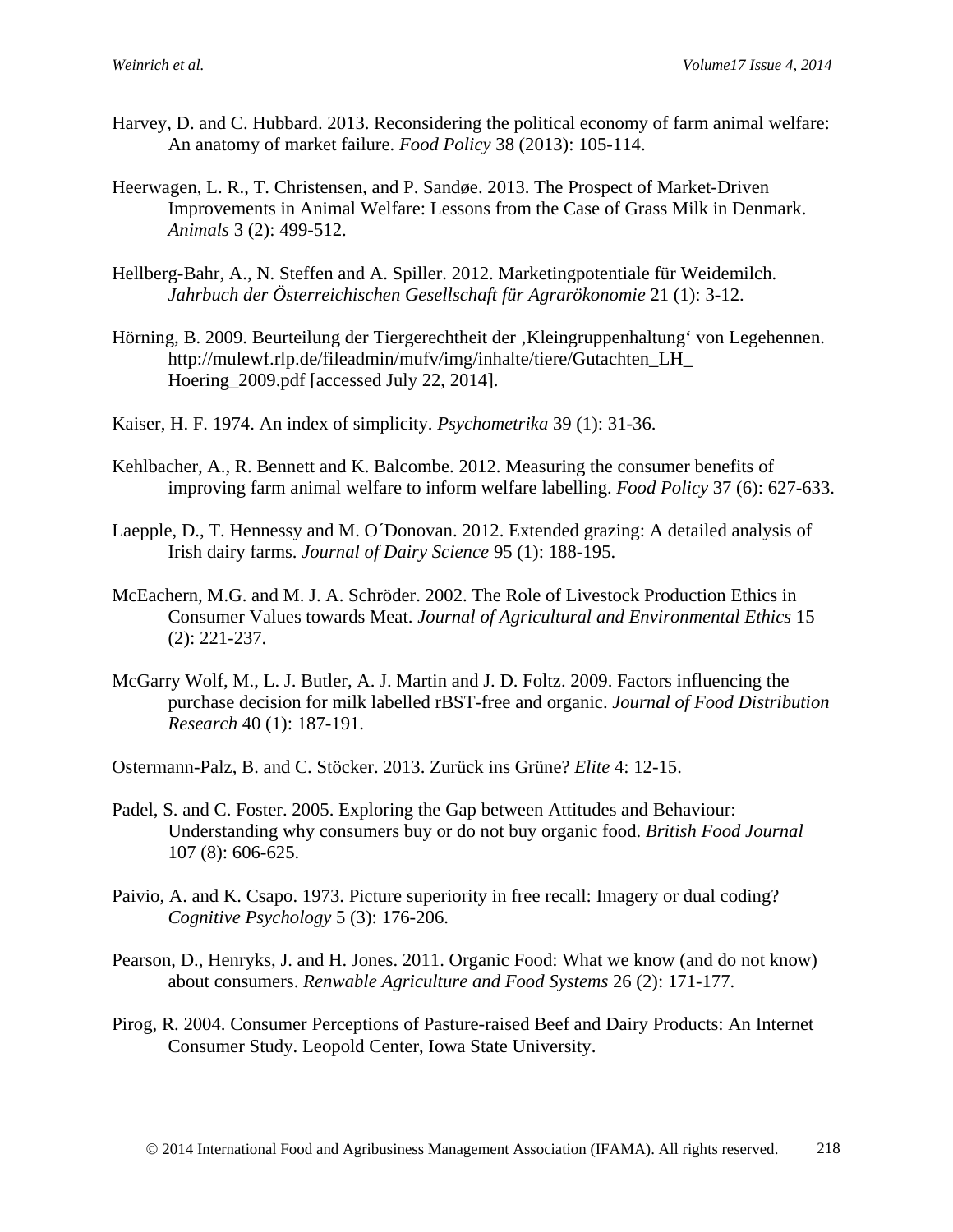Harvey, D. and C. Hubbard. 2013. Reconsidering the political economy of farm animal welfare: An anatomy of market failure. *Food Policy* 38 (2013): 105-114.

Heerwagen, L. R., T. Christensen, and P. Sandøe. 2013. The Prospect of Market-Driven Improvements in Animal Welfare: Lessons from the Case of Grass Milk in Denmark. *Animals* 3 (2): 499-512.

Hellberg-Bahr, A., N. Steffen and A. Spiller. 2012. Marketingpotentiale für Weidemilch. *Jahrbuch der Österreichischen Gesellschaft für Agrarökonomie* 21 (1): 3-12.

Hörning, B. 2009. Beurteilung der Tiergerechtheit der ‚Kleingruppenhaltung' von Legehennen. http://mulewf.rlp.de/fileadmin/mufv/img/inhalte/tiere/Gutachten_LH_Hoering_2009.pdf [accessed July 22, 2014].

Kaiser, H. F. 1974. An index of simplicity. *Psychometrika* 39 (1): 31-36.

Kehlbacher, A., R. Bennett and K. Balcombe. 2012. Measuring the consumer benefits of improving farm animal welfare to inform welfare labelling. *Food Policy* 37 (6): 627-633.

Laepple, D., T. Hennessy and M. O´Donovan. 2012. Extended grazing: A detailed analysis of Irish dairy farms. *Journal of Dairy Science* 95 (1): 188-195.

McEachern, M.G. and M. J. A. Schröder. 2002. The Role of Livestock Production Ethics in Consumer Values towards Meat. *Journal of Agricultural and Environmental Ethics* 15 (2): 221-237.

McGarry Wolf, M., L. J. Butler, A. J. Martin and J. D. Foltz. 2009. Factors influencing the purchase decision for milk labelled rBST-free and organic. *Journal of Food Distribution Research* 40 (1): 187-191.

Ostermann-Palz, B. and C. Stöcker. 2013. Zurück ins Grüne? *Elite* 4: 12-15.

Padel, S. and C. Foster. 2005. Exploring the Gap between Attitudes and Behaviour: Understanding why consumers buy or do not buy organic food. *British Food Journal* 107 (8): 606-625.

Paivio, A. and K. Csapo. 1973. Picture superiority in free recall: Imagery or dual coding? *Cognitive Psychology* 5 (3): 176-206.

Pearson, D., Henryks, J. and H. Jones. 2011. Organic Food: What we know (and do not know) about consumers. *Renwable Agriculture and Food Systems* 26 (2): 171-177.

Pirog, R. 2004. Consumer Perceptions of Pasture-raised Beef and Dairy Products: An Internet Consumer Study. Leopold Center, Iowa State University.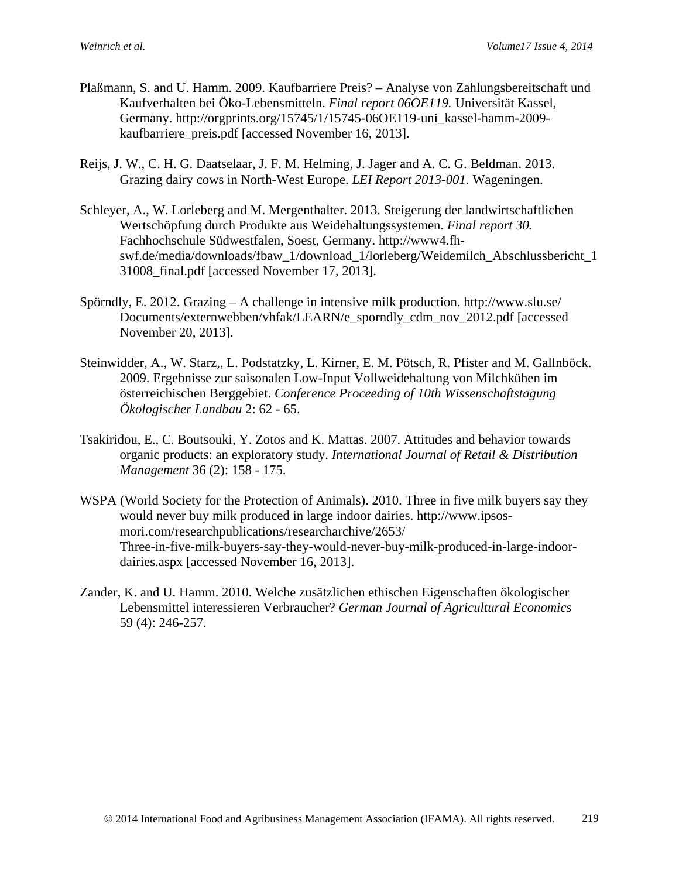Plaßmann, S. and U. Hamm. 2009. Kaufbarriere Preis? – Analyse von Zahlungsbereitschaft und Kaufverhalten bei Öko-Lebensmitteln. *Final report 06OE119.* Universität Kassel, Germany. http://orgprints.org/15745/1/15745-06OE119-uni_kassel-hamm-2009-kaufbarriere_preis.pdf [accessed November 16, 2013].

Reijs, J. W., C. H. G. Daatselaar, J. F. M. Helming, J. Jager and A. C. G. Beldman. 2013. Grazing dairy cows in North-West Europe. *LEI Report 2013-001*. Wageningen.

Schleyer, A., W. Lorleberg and M. Mergenthalter. 2013. Steigerung der landwirtschaftlichen Wertschöpfung durch Produkte aus Weidehaltungssystemen. *Final report 30.* Fachhochschule Südwestfalen, Soest, Germany. http://www4.fh-swf.de/media/downloads/fbaw_1/download_1/lorleberg/Weidemilch_Abschlussbericht_131008_final.pdf [accessed November 17, 2013].

Spörndly, E. 2012. Grazing – A challenge in intensive milk production. http://www.slu.se/Documents/externwebben/vhfak/LEARN/e_sporndly_cdm_nov_2012.pdf [accessed November 20, 2013].

Steinwidder, A., W. Starz,, L. Podstatzky, L. Kirner, E. M. Pötsch, R. Pfister and M. Gallnböck. 2009. Ergebnisse zur saisonalen Low-Input Vollweidehaltung von Milchkühen im österreichischen Berggebiet. *Conference Proceeding of 10th Wissenschaftstagung Ökologischer Landbau* 2: 62 - 65.

Tsakiridou, E., C. Boutsouki, Y. Zotos and K. Mattas. 2007. Attitudes and behavior towards organic products: an exploratory study. *International Journal of Retail & Distribution Management* 36 (2): 158 - 175.

WSPA (World Society for the Protection of Animals). 2010. Three in five milk buyers say they would never buy milk produced in large indoor dairies. http://www.ipsos-mori.com/researchpublications/researcharchive/2653/Three-in-five-milk-buyers-say-they-would-never-buy-milk-produced-in-large-indoor-dairies.aspx [accessed November 16, 2013].

Zander, K. and U. Hamm. 2010. Welche zusätzlichen ethischen Eigenschaften ökologischer Lebensmittel interessieren Verbraucher? *German Journal of Agricultural Economics* 59 (4): 246-257.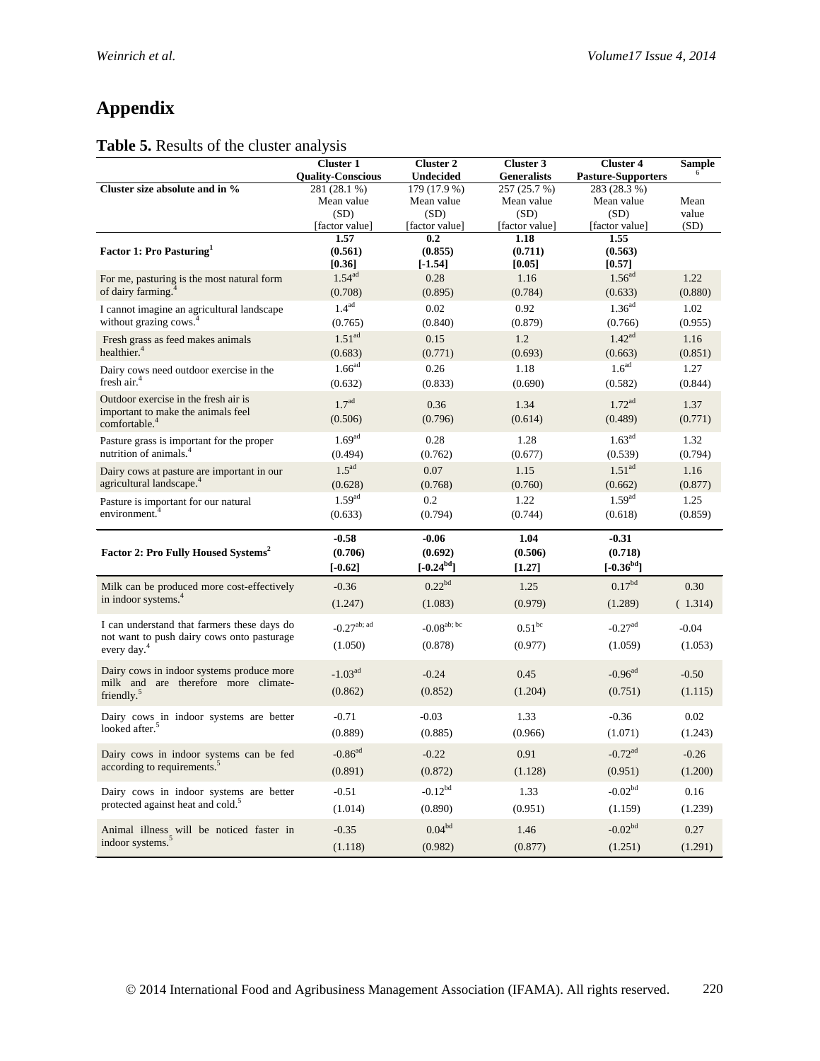# Appendix

**Table 5.** Results of the cluster analysis

| | Cluster 1 Quality-Conscious | Cluster 2 Undecided | Cluster 3 Generalists | Cluster 4 Pasture-Supporters | Sample [6] |
|---|---|---|---|---|---|
| **Cluster size absolute and in %** | 281 (28.1 %) | 179 (17.9 %) | 257 (25.7 %) | 283 (28.3 %) | |
| | Mean value (SD) [factor value] | Mean value (SD) [factor value] | Mean value (SD) [factor value] | Mean value (SD) [factor value] | Mean value (SD) |
| **Factor 1: Pro Pasturing[1]** | **1.57 (0.561) [0.36]** | **0.2 (0.855) [-1.54]** | **1.18 (0.711) [0.05]** | **1.55 (0.563) [0.57]** | |
| For me, pasturing is the most natural form of dairy farming.[4] | 1.54[ad] (0.708) | 0.28 (0.895) | 1.16 (0.784) | 1.56[ad] (0.633) | 1.22 (0.880) |
| I cannot imagine an agricultural landscape without grazing cows.[4] | 1.4[ad] (0.765) | 0.02 (0.840) | 0.92 (0.879) | 1.36[ad] (0.766) | 1.02 (0.955) |
| Fresh grass as feed makes animals healthier.[4] | 1.51[ad] (0.683) | 0.15 (0.771) | 1.2 (0.693) | 1.42[ad] (0.663) | 1.16 (0.851) |
| Dairy cows need outdoor exercise in the fresh air.[4] | 1.66[ad] (0.632) | 0.26 (0.833) | 1.18 (0.690) | 1.6[ad] (0.582) | 1.27 (0.844) |
| Outdoor exercise in the fresh air is important to make the animals feel comfortable.[4] | 1.7[ad] (0.506) | 0.36 (0.796) | 1.34 (0.614) | 1.72[ad] (0.489) | 1.37 (0.771) |
| Pasture grass is important for the proper nutrition of animals.[4] | 1.69[ad] (0.494) | 0.28 (0.762) | 1.28 (0.677) | 1.63[ad] (0.539) | 1.32 (0.794) |
| Dairy cows at pasture are important in our agricultural landscape.[4] | 1.5[ad] (0.628) | 0.07 (0.768) | 1.15 (0.760) | 1.51[ad] (0.662) | 1.16 (0.877) |
| Pasture is important for our natural environment.[4] | 1.59[ad] (0.633) | 0.2 (0.794) | 1.22 (0.744) | 1.59[ad] (0.618) | 1.25 (0.859) |
| **Factor 2: Pro Fully Housed Systems[2]** | **-0.58 (0.706) [-0.62]** | **-0.06 (0.692) [-0.24[bd]]** | **1.04 (0.506) [1.27]** | **-0.31 (0.718) [-0.36[bd]]** | |
| Milk can be produced more cost-effectively in indoor systems.[4] | -0.36 (1.247) | 0.22[bd] (1.083) | 1.25 (0.979) | 0.17[bd] (1.289) | 0.30 ( 1.314) |
| I can understand that farmers these days do not want to push dairy cows onto pasturage every day.[4] | -0.27[ab; ad] (1.050) | -0.08[ab; bc] (0.878) | 0.51[bc] (0.977) | -0.27[ad] (1.059) | -0.04 (1.053) |
| Dairy cows in indoor systems produce more milk and are therefore more climate-friendly.[5] | -1.03[ad] (0.862) | -0.24 (0.852) | 0.45 (1.204) | -0.96[ad] (0.751) | -0.50 (1.115) |
| Dairy cows in indoor systems are better looked after.[5] | -0.71 (0.889) | -0.03 (0.885) | 1.33 (0.966) | -0.36 (1.071) | 0.02 (1.243) |
| Dairy cows in indoor systems can be fed according to requirements.[5] | -0.86[ad] (0.891) | -0.22 (0.872) | 0.91 (1.128) | -0.72[ad] (0.951) | -0.26 (1.200) |
| Dairy cows in indoor systems are better protected against heat and cold.[5] | -0.51 (1.014) | -0.12[bd] (0.890) | 1.33 (0.951) | -0.02[bd] (1.159) | 0.16 (1.239) |
| Animal illness will be noticed faster in indoor systems.[5] | -0.35 (1.118) | 0.04[bd] (0.982) | 1.46 (0.877) | -0.02[bd] (1.251) | 0.27 (1.291) |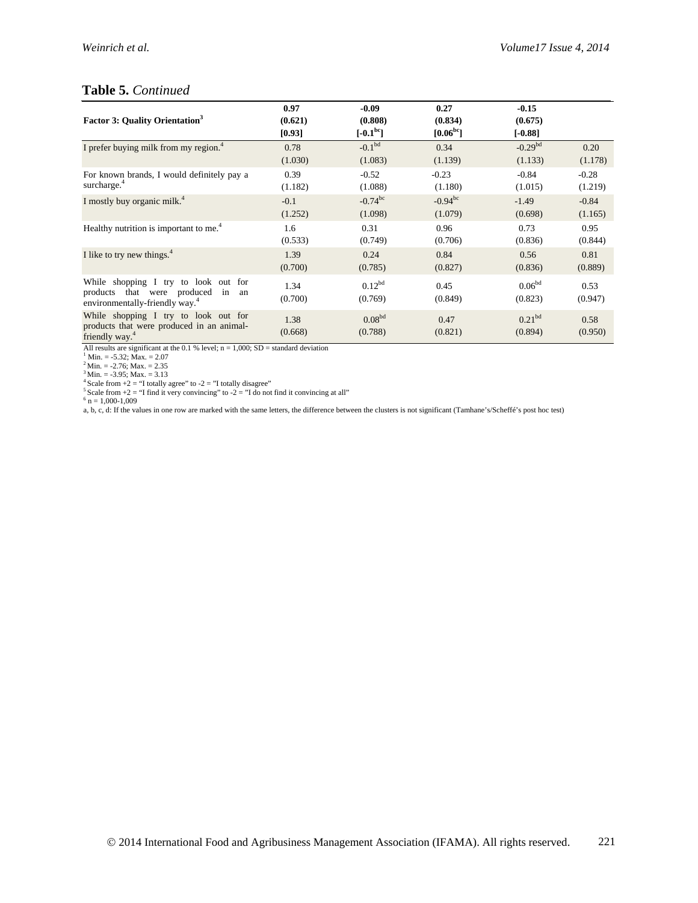**Table 5.** *Continued*

| **Factor 3: Quality Orientation**[3] | **0.97 (0.621) [0.93]** | **-0.09 (0.808) [-0.1[bc]]** | **0.27 (0.834) [0.06[bc]]** | **-0.15 (0.675) [-0.88]** | |
|---|---|---|---|---|---|
| I prefer buying milk from my region.[4] | 0.78 (1.030) | -0.1[bd] (1.083) | 0.34 (1.139) | -0.29[bd] (1.133) | 0.20 (1.178) |
| For known brands, I would definitely pay a surcharge.[4] | 0.39 (1.182) | -0.52 (1.088) | -0.23 (1.180) | -0.84 (1.015) | -0.28 (1.219) |
| I mostly buy organic milk.[4] | -0.1 (1.252) | -0.74[bc] (1.098) | -0.94[bc] (1.079) | -1.49 (0.698) | -0.84 (1.165) |
| Healthy nutrition is important to me.[4] | 1.6 (0.533) | 0.31 (0.749) | 0.96 (0.706) | 0.73 (0.836) | 0.95 (0.844) |
| I like to try new things.[4] | 1.39 (0.700) | 0.24 (0.785) | 0.84 (0.827) | 0.56 (0.836) | 0.81 (0.889) |
| While shopping I try to look out for products that were produced in an environmentally-friendly way.[4] | 1.34 (0.700) | 0.12[bd] (0.769) | 0.45 (0.849) | 0.06[bd] (0.823) | 0.53 (0.947) |
| While shopping I try to look out for products that were produced in an animal-friendly way.[4] | 1.38 (0.668) | 0.08[bd] (0.788) | 0.47 (0.821) | 0.21[bd] (0.894) | 0.58 (0.950) |

All results are significant at the 0.1 % level; n = 1,000; SD = standard deviation
[1] Min. = -5.32; Max. = 2.07
[2] Min. = -2.76; Max. = 2.35
[3] Min. = -3.95; Max. = 3.13
[4] Scale from +2 = "I totally agree" to -2 = "I totally disagree"
[5] Scale from +2 = "I find it very convincing" to -2 = "I do not find it convincing at all"
[6] n = 1,000-1,009
a, b, c, d: If the values in one row are marked with the same letters, the difference between the clusters is not significant (Tamhane's/Scheffé's post hoc test)